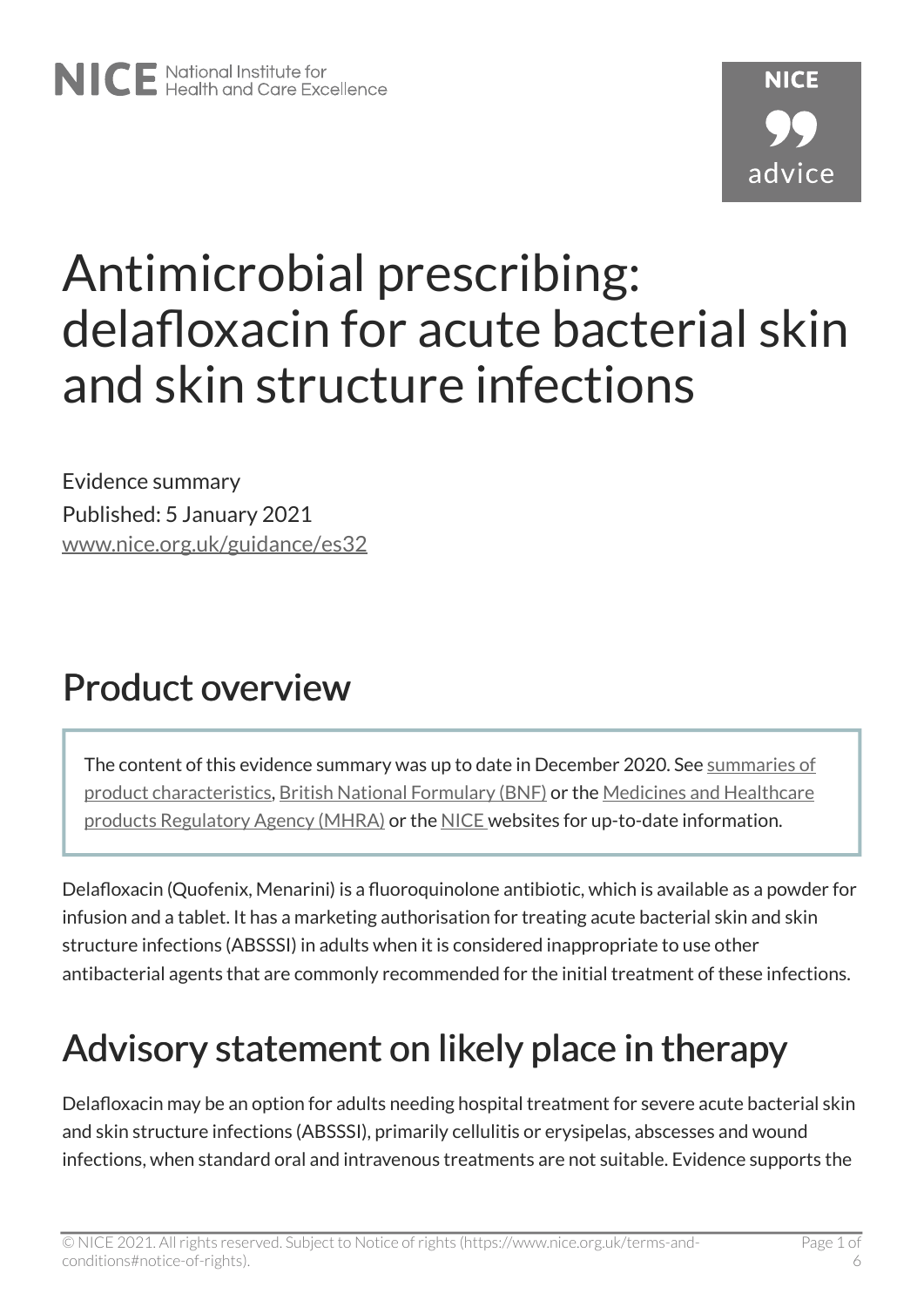# Antimicrobial prescribing: delafloxacin for acute bacterial skin and skin structure infections

Evidence summary

Published: 5 January 2021

www.nice.org.uk/guidance/es32

## Product overview

> The content of this evidence summary was up to date in December 2020. See summaries of product characteristics, British National Formulary (BNF) or the Medicines and Healthcare products Regulatory Agency (MHRA) or the NICE websites for up-to-date information.

Delafloxacin (Quofenix, Menarini) is a fluoroquinolone antibiotic, which is available as a powder for infusion and a tablet. It has a marketing authorisation for treating acute bacterial skin and skin structure infections (ABSSSI) in adults when it is considered inappropriate to use other antibacterial agents that are commonly recommended for the initial treatment of these infections.

## Advisory statement on likely place in therapy

Delafloxacin may be an option for adults needing hospital treatment for severe acute bacterial skin and skin structure infections (ABSSSI), primarily cellulitis or erysipelas, abscesses and wound infections, when standard oral and intravenous treatments are not suitable. Evidence supports the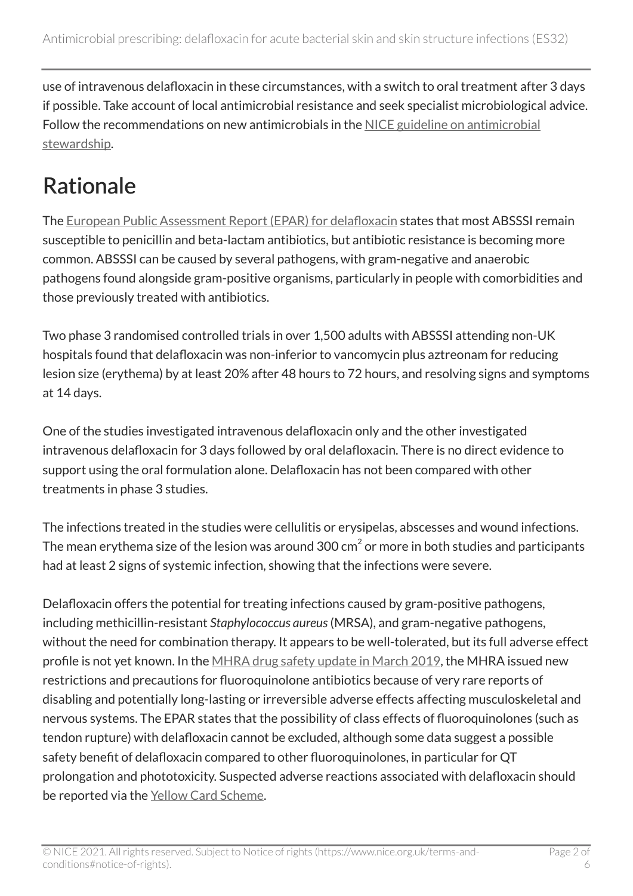use of intravenous delafloxacin in these circumstances, with a switch to oral treatment after 3 days if possible. Take account of local antimicrobial resistance and seek specialist microbiological advice. Follow the recommendations on new antimicrobials in the NICE guideline on antimicrobial stewardship.

# Rationale

The European Public Assessment Report (EPAR) for delafloxacin states that most ABSSSI remain susceptible to penicillin and beta-lactam antibiotics, but antibiotic resistance is becoming more common. ABSSSI can be caused by several pathogens, with gram-negative and anaerobic pathogens found alongside gram-positive organisms, particularly in people with comorbidities and those previously treated with antibiotics.

Two phase 3 randomised controlled trials in over 1,500 adults with ABSSSI attending non-UK hospitals found that delafloxacin was non-inferior to vancomycin plus aztreonam for reducing lesion size (erythema) by at least 20% after 48 hours to 72 hours, and resolving signs and symptoms at 14 days.

One of the studies investigated intravenous delafloxacin only and the other investigated intravenous delafloxacin for 3 days followed by oral delafloxacin. There is no direct evidence to support using the oral formulation alone. Delafloxacin has not been compared with other treatments in phase 3 studies.

The infections treated in the studies were cellulitis or erysipelas, abscesses and wound infections. The mean erythema size of the lesion was around 300 $cm^2$ or more in both studies and participants had at least 2 signs of systemic infection, showing that the infections were severe.

Delafloxacin offers the potential for treating infections caused by gram-positive pathogens, including methicillin-resistant *Staphylococcus aureus* (MRSA), and gram-negative pathogens, without the need for combination therapy. It appears to be well-tolerated, but its full adverse effect profile is not yet known. In the MHRA drug safety update in March 2019, the MHRA issued new restrictions and precautions for fluoroquinolone antibiotics because of very rare reports of disabling and potentially long-lasting or irreversible adverse effects affecting musculoskeletal and nervous systems. The EPAR states that the possibility of class effects of fluoroquinolones (such as tendon rupture) with delafloxacin cannot be excluded, although some data suggest a possible safety benefit of delafloxacin compared to other fluoroquinolones, in particular for QT prolongation and phototoxicity. Suspected adverse reactions associated with delafloxacin should be reported via the Yellow Card Scheme.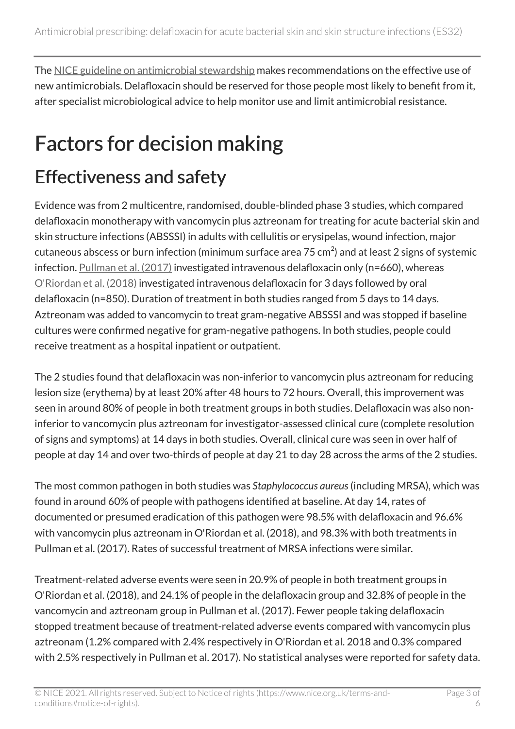The [NICE guideline on antimicrobial stewardship](https://www.nice.org.uk/guidance/ng15) makes recommendations on the effective use of new antimicrobials. Delafloxacin should be reserved for those people most likely to benefit from it, after specialist microbiological advice to help monitor use and limit antimicrobial resistance.

# Factors for decision making

## Effectiveness and safety

Evidence was from 2 multicentre, randomised, double-blinded phase 3 studies, which compared delafloxacin monotherapy with vancomycin plus aztreonam for treating for acute bacterial skin and skin structure infections (ABSSSI) in adults with cellulitis or erysipelas, wound infection, major cutaneous abscess or burn infection (minimum surface area 75 $cm^2$) and at least 2 signs of systemic infection. Pullman et al. (2017) investigated intravenous delafloxacin only (n=660), whereas O'Riordan et al. (2018) investigated intravenous delafloxacin for 3 days followed by oral delafloxacin (n=850). Duration of treatment in both studies ranged from 5 days to 14 days. Aztreonam was added to vancomycin to treat gram-negative ABSSSI and was stopped if baseline cultures were confirmed negative for gram-negative pathogens. In both studies, people could receive treatment as a hospital inpatient or outpatient.

The 2 studies found that delafloxacin was non-inferior to vancomycin plus aztreonam for reducing lesion size (erythema) by at least 20% after 48 hours to 72 hours. Overall, this improvement was seen in around 80% of people in both treatment groups in both studies. Delafloxacin was also non-inferior to vancomycin plus aztreonam for investigator-assessed clinical cure (complete resolution of signs and symptoms) at 14 days in both studies. Overall, clinical cure was seen in over half of people at day 14 and over two-thirds of people at day 21 to day 28 across the arms of the 2 studies.

The most common pathogen in both studies was *Staphylococcus aureus* (including MRSA), which was found in around 60% of people with pathogens identified at baseline. At day 14, rates of documented or presumed eradication of this pathogen were 98.5% with delafloxacin and 96.6% with vancomycin plus aztreonam in O'Riordan et al. (2018), and 98.3% with both treatments in Pullman et al. (2017). Rates of successful treatment of MRSA infections were similar.

Treatment-related adverse events were seen in 20.9% of people in both treatment groups in O'Riordan et al. (2018), and 24.1% of people in the delafloxacin group and 32.8% of people in the vancomycin and aztreonam group in Pullman et al. (2017). Fewer people taking delafloxacin stopped treatment because of treatment-related adverse events compared with vancomycin plus aztreonam (1.2% compared with 2.4% respectively in O'Riordan et al. 2018 and 0.3% compared with 2.5% respectively in Pullman et al. 2017). No statistical analyses were reported for safety data.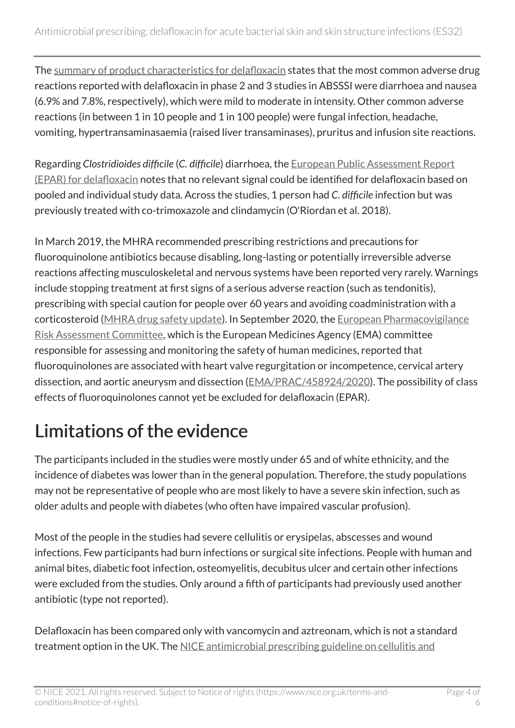The summary of product characteristics for delafloxacin states that the most common adverse drug reactions reported with delafloxacin in phase 2 and 3 studies in ABSSSI were diarrhoea and nausea (6.9% and 7.8%, respectively), which were mild to moderate in intensity. Other common adverse reactions (in between 1 in 10 people and 1 in 100 people) were fungal infection, headache, vomiting, hypertransaminasaemia (raised liver transaminases), pruritus and infusion site reactions.

Regarding *Clostridioides difficile* (*C. difficile*) diarrhoea, the European Public Assessment Report (EPAR) for delafloxacin notes that no relevant signal could be identified for delafloxacin based on pooled and individual study data. Across the studies, 1 person had *C. difficile* infection but was previously treated with co-trimoxazole and clindamycin (O'Riordan et al. 2018).

In March 2019, the MHRA recommended prescribing restrictions and precautions for fluoroquinolone antibiotics because disabling, long-lasting or potentially irreversible adverse reactions affecting musculoskeletal and nervous systems have been reported very rarely. Warnings include stopping treatment at first signs of a serious adverse reaction (such as tendonitis), prescribing with special caution for people over 60 years and avoiding coadministration with a corticosteroid (MHRA drug safety update). In September 2020, the European Pharmacovigilance Risk Assessment Committee, which is the European Medicines Agency (EMA) committee responsible for assessing and monitoring the safety of human medicines, reported that fluoroquinolones are associated with heart valve regurgitation or incompetence, cervical artery dissection, and aortic aneurysm and dissection (EMA/PRAC/458924/2020). The possibility of class effects of fluoroquinolones cannot yet be excluded for delafloxacin (EPAR).

# Limitations of the evidence

The participants included in the studies were mostly under 65 and of white ethnicity, and the incidence of diabetes was lower than in the general population. Therefore, the study populations may not be representative of people who are most likely to have a severe skin infection, such as older adults and people with diabetes (who often have impaired vascular profusion).

Most of the people in the studies had severe cellulitis or erysipelas, abscesses and wound infections. Few participants had burn infections or surgical site infections. People with human and animal bites, diabetic foot infection, osteomyelitis, decubitus ulcer and certain other infections were excluded from the studies. Only around a fifth of participants had previously used another antibiotic (type not reported).

Delafloxacin has been compared only with vancomycin and aztreonam, which is not a standard treatment option in the UK. The NICE antimicrobial prescribing guideline on cellulitis and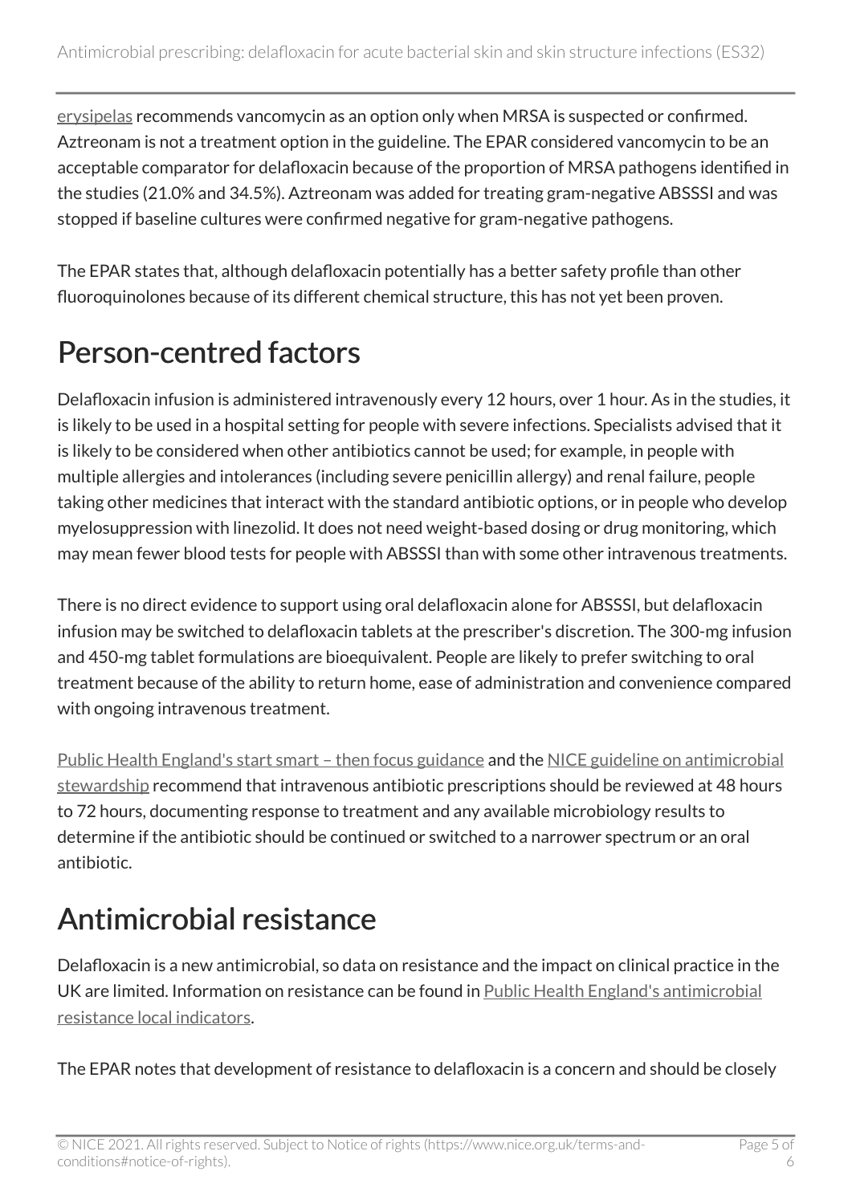erysipelas recommends vancomycin as an option only when MRSA is suspected or confirmed. Aztreonam is not a treatment option in the guideline. The EPAR considered vancomycin to be an acceptable comparator for delafloxacin because of the proportion of MRSA pathogens identified in the studies (21.0% and 34.5%). Aztreonam was added for treating gram-negative ABSSSI and was stopped if baseline cultures were confirmed negative for gram-negative pathogens.

The EPAR states that, although delafloxacin potentially has a better safety profile than other fluoroquinolones because of its different chemical structure, this has not yet been proven.

## Person-centred factors

Delafloxacin infusion is administered intravenously every 12 hours, over 1 hour. As in the studies, it is likely to be used in a hospital setting for people with severe infections. Specialists advised that it is likely to be considered when other antibiotics cannot be used; for example, in people with multiple allergies and intolerances (including severe penicillin allergy) and renal failure, people taking other medicines that interact with the standard antibiotic options, or in people who develop myelosuppression with linezolid. It does not need weight-based dosing or drug monitoring, which may mean fewer blood tests for people with ABSSSI than with some other intravenous treatments.

There is no direct evidence to support using oral delafloxacin alone for ABSSSI, but delafloxacin infusion may be switched to delafloxacin tablets at the prescriber's discretion. The 300-mg infusion and 450-mg tablet formulations are bioequivalent. People are likely to prefer switching to oral treatment because of the ability to return home, ease of administration and convenience compared with ongoing intravenous treatment.

Public Health England's start smart – then focus guidance and the NICE guideline on antimicrobial stewardship recommend that intravenous antibiotic prescriptions should be reviewed at 48 hours to 72 hours, documenting response to treatment and any available microbiology results to determine if the antibiotic should be continued or switched to a narrower spectrum or an oral antibiotic.

## Antimicrobial resistance

Delafloxacin is a new antimicrobial, so data on resistance and the impact on clinical practice in the UK are limited. Information on resistance can be found in Public Health England's antimicrobial resistance local indicators.

The EPAR notes that development of resistance to delafloxacin is a concern and should be closely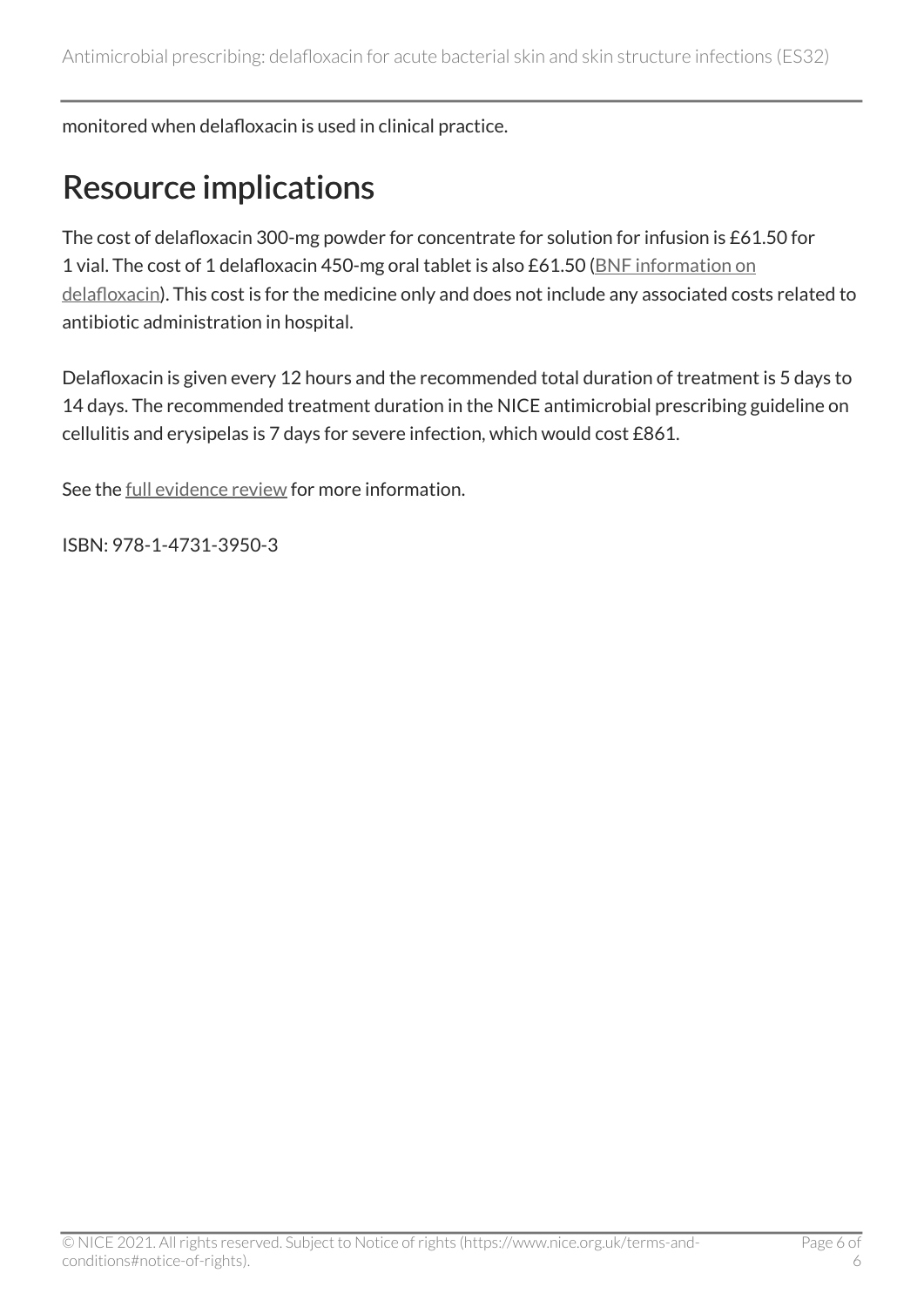monitored when delafloxacin is used in clinical practice.

# Resource implications

The cost of delafloxacin 300-mg powder for concentrate for solution for infusion is £61.50 for 1 vial. The cost of 1 delafloxacin 450-mg oral tablet is also £61.50 (BNF information on delafloxacin). This cost is for the medicine only and does not include any associated costs related to antibiotic administration in hospital.

Delafloxacin is given every 12 hours and the recommended total duration of treatment is 5 days to 14 days. The recommended treatment duration in the NICE antimicrobial prescribing guideline on cellulitis and erysipelas is 7 days for severe infection, which would cost £861.

See the full evidence review for more information.

ISBN: 978-1-4731-3950-3